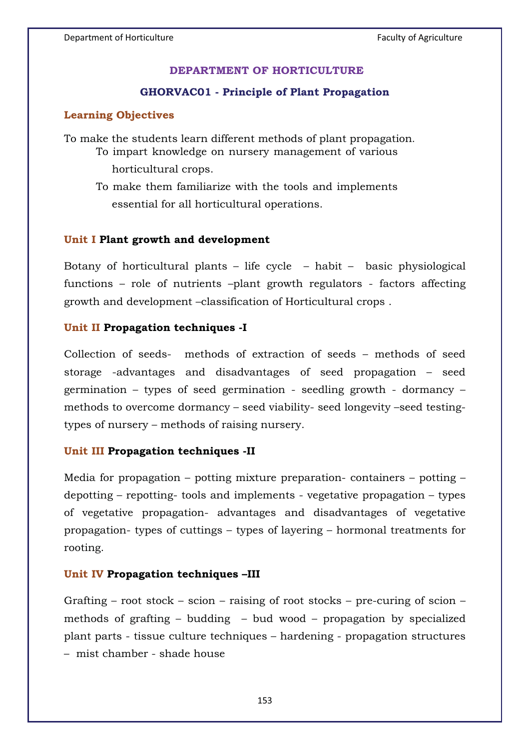## DEPARTMENT OF HORTICULTURE

### GHORVAC01 - Principle of Plant Propagation

**Learning Objectives**

To make the students learn different methods of plant propagation.

To impart knowledge on nursery management of various horticultural crops.

To make them familiarize with the tools and implements essential for all horticultural operations.

**Unit I Plant growth and development**

Botany of horticultural plants – life cycle – habit – basic physiological functions – role of nutrients –plant growth regulators - factors affecting growth and development –classification of Horticultural crops .

**Unit II Propagation techniques -I**

Collection of seeds- methods of extraction of seeds – methods of seed storage -advantages and disadvantages of seed propagation – seed germination – types of seed germination - seedling growth - dormancy – methods to overcome dormancy – seed viability- seed longevity –seed testing- types of nursery – methods of raising nursery.

**Unit III Propagation techniques -II**

Media for propagation – potting mixture preparation- containers – potting – depotting – repotting- tools and implements - vegetative propagation – types of vegetative propagation- advantages and disadvantages of vegetative propagation- types of cuttings – types of layering – hormonal treatments for rooting.

**Unit IV Propagation techniques –III**

Grafting – root stock – scion – raising of root stocks – pre-curing of scion – methods of grafting – budding – bud wood – propagation by specialized plant parts - tissue culture techniques – hardening - propagation structures – mist chamber - shade house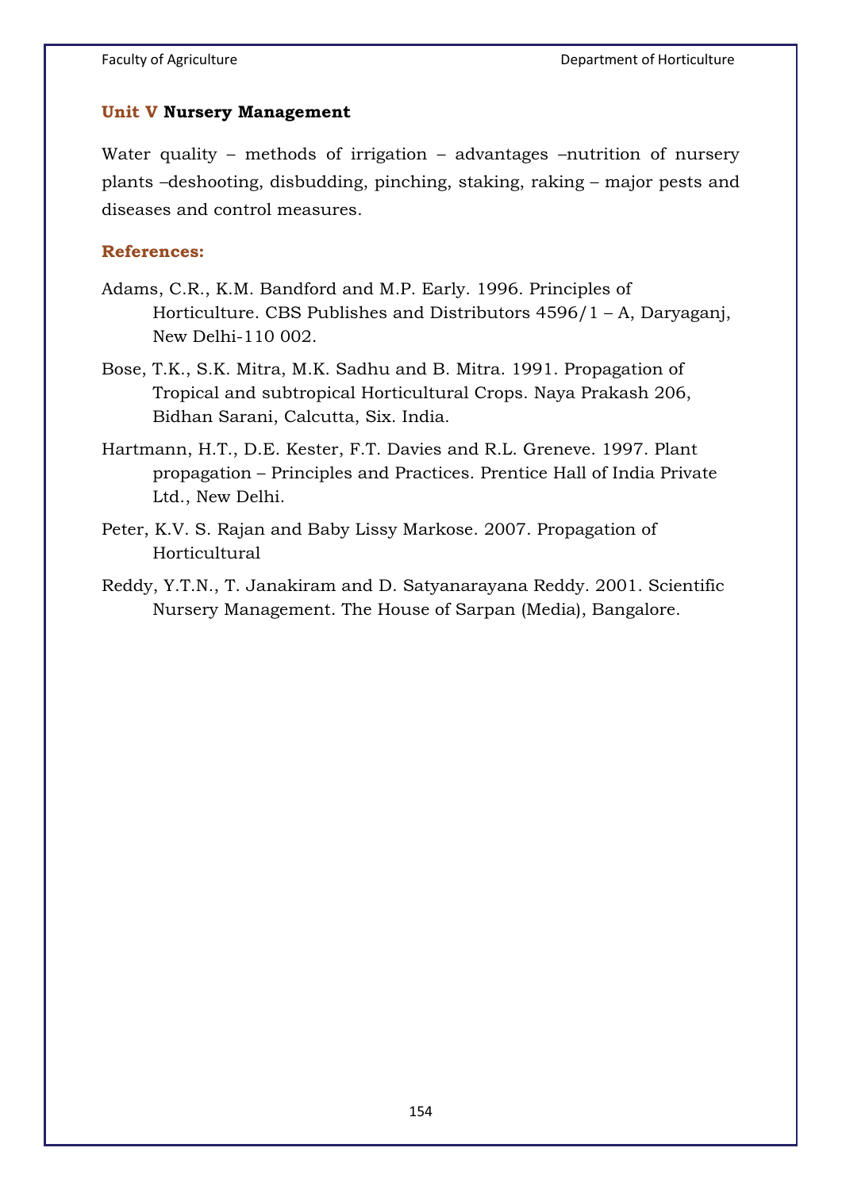**Unit V Nursery Management**

Water quality – methods of irrigation – advantages –nutrition of nursery plants –deshooting, disbudding, pinching, staking, raking – major pests and diseases and control measures.

**References:**

Adams, C.R., K.M. Bandford and M.P. Early. 1996. Principles of Horticulture. CBS Publishes and Distributors 4596/1 – A, Daryaganj, New Delhi-110 002.

Bose, T.K., S.K. Mitra, M.K. Sadhu and B. Mitra. 1991. Propagation of Tropical and subtropical Horticultural Crops. Naya Prakash 206, Bidhan Sarani, Calcutta, Six. India.

Hartmann, H.T., D.E. Kester, F.T. Davies and R.L. Greneve. 1997. Plant propagation – Principles and Practices. Prentice Hall of India Private Ltd., New Delhi.

Peter, K.V. S. Rajan and Baby Lissy Markose. 2007. Propagation of Horticultural

Reddy, Y.T.N., T. Janakiram and D. Satyanarayana Reddy. 2001. Scientific Nursery Management. The House of Sarpan (Media), Bangalore.